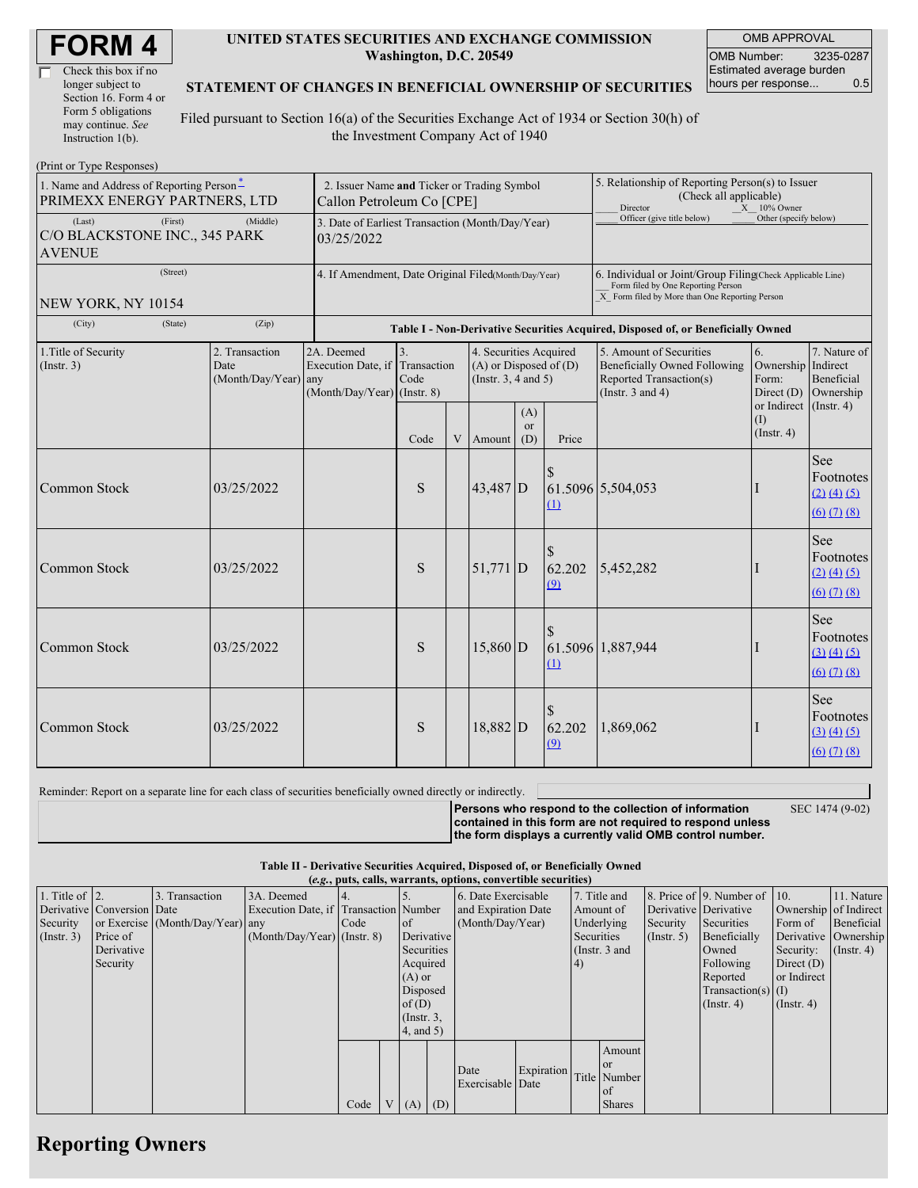# FORM 4

☐ Check this box if no longer subject to Section 16. Form 4 or Form 5 obligations may continue. *See* Instruction 1(b).

**UNITED STATES SECURITIES AND EXCHANGE COMMISSION**
**Washington, D.C. 20549**

**STATEMENT OF CHANGES IN BENEFICIAL OWNERSHIP OF SECURITIES**

Filed pursuant to Section 16(a) of the Securities Exchange Act of 1934 or Section 30(h) of the Investment Company Act of 1940

| OMB APPROVAL | |
|---|---|
| OMB Number: | 3235-0287 |
| Estimated average burden hours per response... | 0.5 |

(Print or Type Responses)

| 1. Name and Address of Reporting Person* | 2. Issuer Name and Ticker or Trading Symbol | 5. Relationship of Reporting Person(s) to Issuer (Check all applicable) |
|---|---|---|
| PRIMEXX ENERGY PARTNERS, LTD | Callon Petroleum Co [CPE] | ___ Director _X_ 10% Owner ___ Officer (give title below) ___ Other (specify below) |
| (Last) (First) (Middle) C/O BLACKSTONE INC., 345 PARK AVENUE | 3. Date of Earliest Transaction (Month/Day/Year) 03/25/2022 | |
| (Street) NEW YORK, NY 10154 | 4. If Amendment, Date Original Filed(Month/Day/Year) | 6. Individual or Joint/Group Filing(Check Applicable Line) ___ Form filed by One Reporting Person _X_ Form filed by More than One Reporting Person |
| (City) (State) (Zip) | | |

**Table I - Non-Derivative Securities Acquired, Disposed of, or Beneficially Owned**

| 1.Title of Security (Instr. 3) | 2. Transaction Date (Month/Day/Year) | 2A. Deemed Execution Date, if any (Month/Day/Year) | 3. Transaction Code (Instr. 8) Code | V | 4. Securities Acquired (A) or Disposed of (D) (Instr. 3, 4 and 5) Amount | (A) or (D) | Price | 5. Amount of Securities Beneficially Owned Following Reported Transaction(s) (Instr. 3 and 4) | 6. Ownership Form: Direct (D) or Indirect (I) (Instr. 4) | 7. Nature of Indirect Beneficial Ownership (Instr. 4) |
|---|---|---|---|---|---|---|---|---|---|---|
| Common Stock | 03/25/2022 | | S | | 43,487 | D | $ 61.5096 (1) | 5,504,053 | I | See Footnotes (2) (4) (5) (6) (7) (8) |
| Common Stock | 03/25/2022 | | S | | 51,771 | D | $ 62.202 (9) | 5,452,282 | I | See Footnotes (2) (4) (5) (6) (7) (8) |
| Common Stock | 03/25/2022 | | S | | 15,860 | D | $ 61.5096 (1) | 1,887,944 | I | See Footnotes (3) (4) (5) (6) (7) (8) |
| Common Stock | 03/25/2022 | | S | | 18,882 | D | $ 62.202 (9) | 1,869,062 | I | See Footnotes (3) (4) (5) (6) (7) (8) |

Reminder: Report on a separate line for each class of securities beneficially owned directly or indirectly.

**Persons who respond to the collection of information contained in this form are not required to respond unless the form displays a currently valid OMB control number.** SEC 1474 (9-02)

**Table II - Derivative Securities Acquired, Disposed of, or Beneficially Owned**
**(*e.g.*, puts, calls, warrants, options, convertible securities)**

| 1. Title of Derivative Security (Instr. 3) | 2. Conversion or Exercise Price of Derivative Security | 3. Transaction Date (Month/Day/Year) | 3A. Deemed Execution Date, if any (Month/Day/Year) | 4. Transaction Code (Instr. 8) Code | V | 5. Number of Derivative Securities Acquired (A) or Disposed of (D) (Instr. 3, 4, and 5) (A) | (D) | 6. Date Exercisable and Expiration Date (Month/Day/Year) Date Exercisable | Expiration Date | 7. Title and Amount of Underlying Securities (Instr. 3 and 4) Title | Amount or Number of Shares | 8. Price of Derivative Security (Instr. 5) | 9. Number of Derivative Securities Beneficially Owned Following Reported Transaction(s) (Instr. 4) | 10. Ownership Form of Derivative Security: Direct (D) or Indirect (I) (Instr. 4) | 11. Nature of Indirect Beneficial Ownership (Instr. 4) |
|---|---|---|---|---|---|---|---|---|---|---|---|---|---|---|---|

## Reporting Owners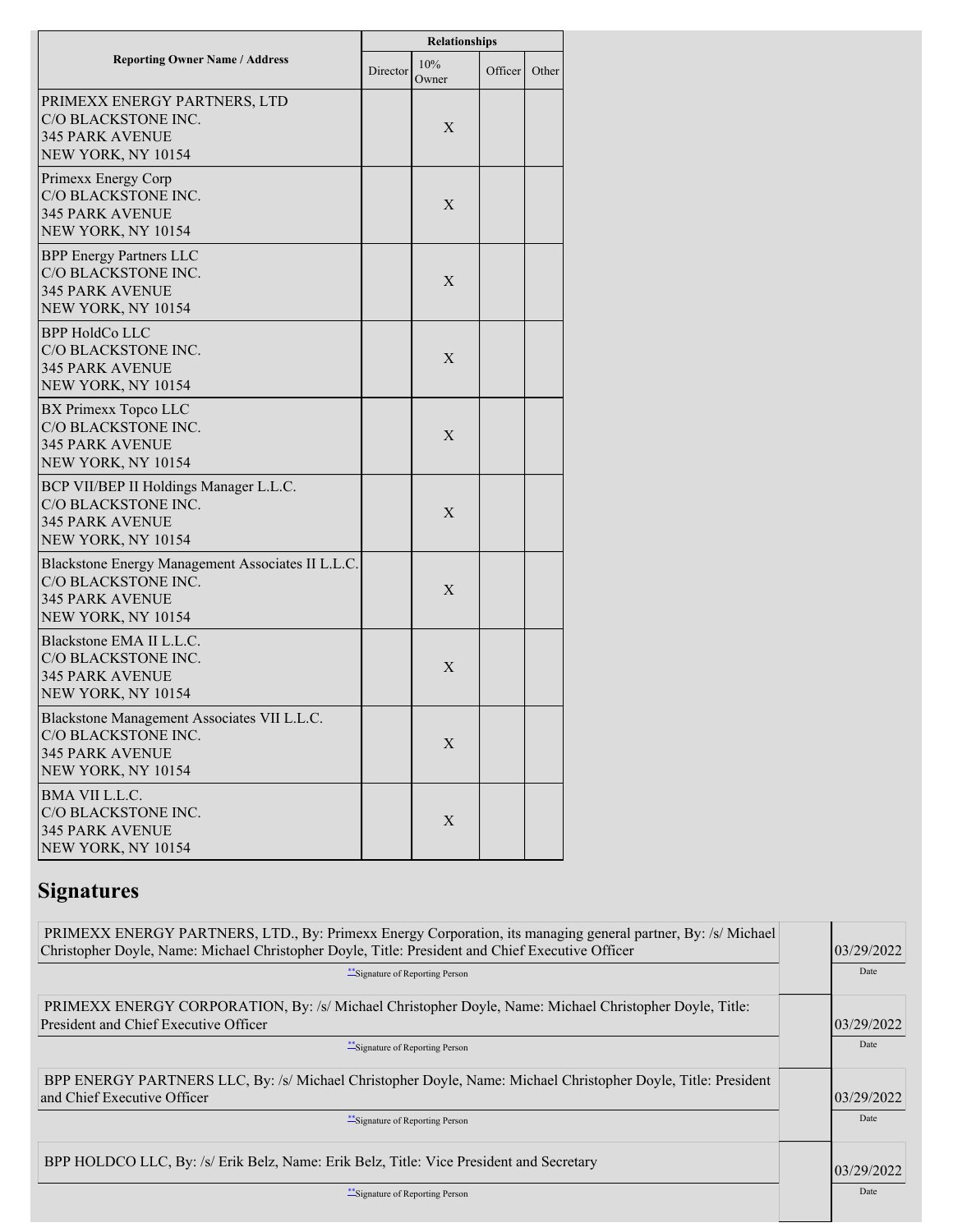| Reporting Owner Name / Address | Relationships | | | |
| --- | --- | --- | --- | --- |
| | Director | 10% Owner | Officer | Other |
| PRIMEXX ENERGY PARTNERS, LTD<br>C/O BLACKSTONE INC.<br>345 PARK AVENUE<br>NEW YORK, NY 10154 | | X | | |
| Primexx Energy Corp<br>C/O BLACKSTONE INC.<br>345 PARK AVENUE<br>NEW YORK, NY 10154 | | X | | |
| BPP Energy Partners LLC<br>C/O BLACKSTONE INC.<br>345 PARK AVENUE<br>NEW YORK, NY 10154 | | X | | |
| BPP HoldCo LLC<br>C/O BLACKSTONE INC.<br>345 PARK AVENUE<br>NEW YORK, NY 10154 | | X | | |
| BX Primexx Topco LLC<br>C/O BLACKSTONE INC.<br>345 PARK AVENUE<br>NEW YORK, NY 10154 | | X | | |
| BCP VII/BEP II Holdings Manager L.L.C.<br>C/O BLACKSTONE INC.<br>345 PARK AVENUE<br>NEW YORK, NY 10154 | | X | | |
| Blackstone Energy Management Associates II L.L.C.<br>C/O BLACKSTONE INC.<br>345 PARK AVENUE<br>NEW YORK, NY 10154 | | X | | |
| Blackstone EMA II L.L.C.<br>C/O BLACKSTONE INC.<br>345 PARK AVENUE<br>NEW YORK, NY 10154 | | X | | |
| Blackstone Management Associates VII L.L.C.<br>C/O BLACKSTONE INC.<br>345 PARK AVENUE<br>NEW YORK, NY 10154 | | X | | |
| BMA VII L.L.C.<br>C/O BLACKSTONE INC.<br>345 PARK AVENUE<br>NEW YORK, NY 10154 | | X | | |

## Signatures

| Signature | Date |
| --- | --- |
| PRIMEXX ENERGY PARTNERS, LTD., By: Primexx Energy Corporation, its managing general partner, By: /s/ Michael Christopher Doyle, Name: Michael Christopher Doyle, Title: President and Chief Executive Officer | 03/29/2022 |
| **Signature of Reporting Person | Date |
| PRIMEXX ENERGY CORPORATION, By: /s/ Michael Christopher Doyle, Name: Michael Christopher Doyle, Title: President and Chief Executive Officer | 03/29/2022 |
| **Signature of Reporting Person | Date |
| BPP ENERGY PARTNERS LLC, By: /s/ Michael Christopher Doyle, Name: Michael Christopher Doyle, Title: President and Chief Executive Officer | 03/29/2022 |
| **Signature of Reporting Person | Date |
| BPP HOLDCO LLC, By: /s/ Erik Belz, Name: Erik Belz, Title: Vice President and Secretary | 03/29/2022 |
| **Signature of Reporting Person | Date |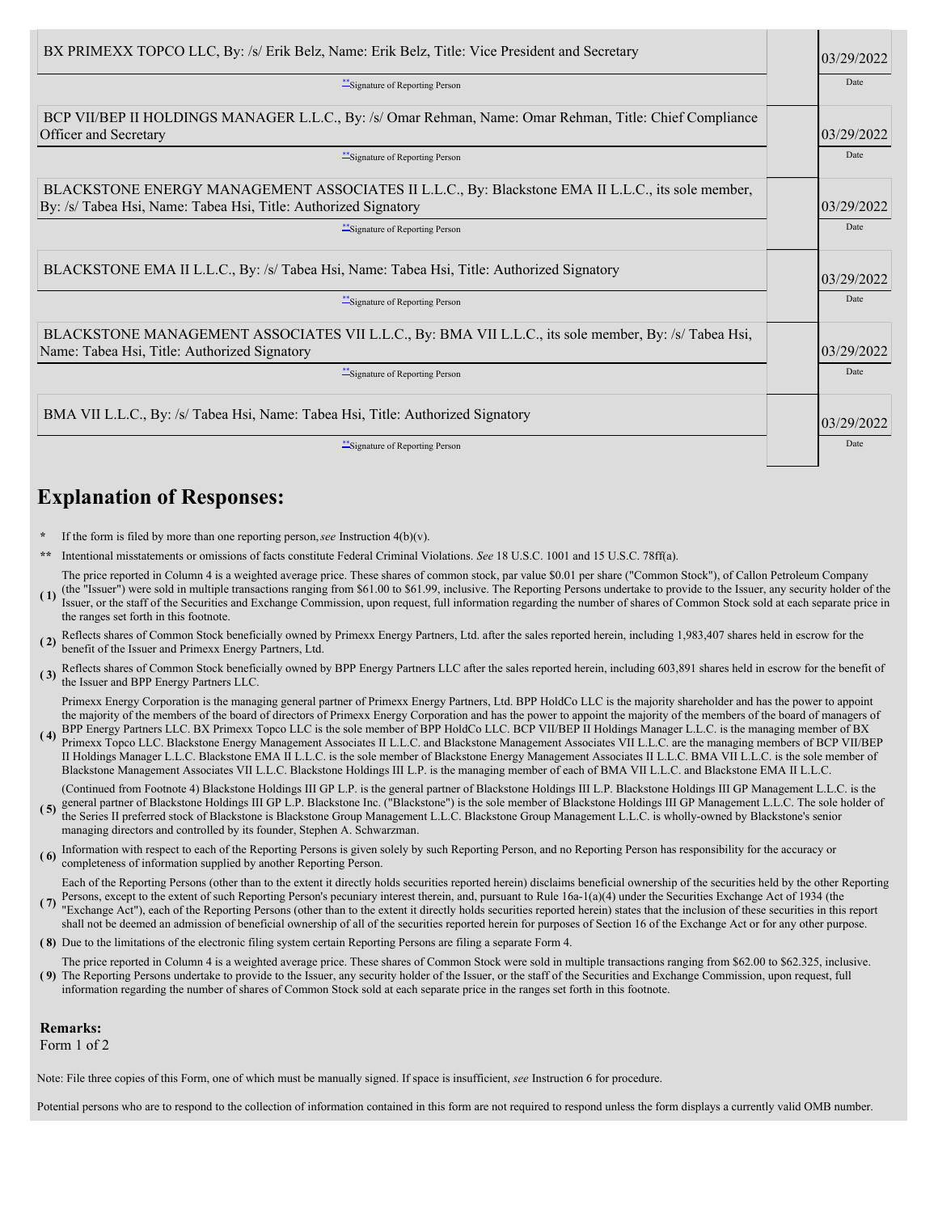| | |
|---|---|
| BX PRIMEXX TOPCO LLC, By: /s/ Erik Belz, Name: Erik Belz, Title: Vice President and Secretary | 03/29/2022 |
| ** Signature of Reporting Person | Date |
| BCP VII/BEP II HOLDINGS MANAGER L.L.C., By: /s/ Omar Rehman, Name: Omar Rehman, Title: Chief Compliance Officer and Secretary | 03/29/2022 |
| ** Signature of Reporting Person | Date |
| BLACKSTONE ENERGY MANAGEMENT ASSOCIATES II L.L.C., By: Blackstone EMA II L.L.C., its sole member, By: /s/ Tabea Hsi, Name: Tabea Hsi, Title: Authorized Signatory | 03/29/2022 |
| ** Signature of Reporting Person | Date |
| BLACKSTONE EMA II L.L.C., By: /s/ Tabea Hsi, Name: Tabea Hsi, Title: Authorized Signatory | 03/29/2022 |
| ** Signature of Reporting Person | Date |
| BLACKSTONE MANAGEMENT ASSOCIATES VII L.L.C., By: BMA VII L.L.C., its sole member, By: /s/ Tabea Hsi, Name: Tabea Hsi, Title: Authorized Signatory | 03/29/2022 |
| ** Signature of Reporting Person | Date |
| BMA VII L.L.C., By: /s/ Tabea Hsi, Name: Tabea Hsi, Title: Authorized Signatory | 03/29/2022 |
| ** Signature of Reporting Person | Date |

## Explanation of Responses:

\* If the form is filed by more than one reporting person, *see* Instruction 4(b)(v).

\*\* Intentional misstatements or omissions of facts constitute Federal Criminal Violations. *See* 18 U.S.C. 1001 and 15 U.S.C. 78ff(a).

(1) The price reported in Column 4 is a weighted average price. These shares of common stock, par value $0.01 per share ("Common Stock"), of Callon Petroleum Company (the "Issuer") were sold in multiple transactions ranging from $61.00 to $61.99, inclusive. The Reporting Persons undertake to provide to the Issuer, any security holder of the Issuer, or the staff of the Securities and Exchange Commission, upon request, full information regarding the number of shares of Common Stock sold at each separate price in the ranges set forth in this footnote.

(2) Reflects shares of Common Stock beneficially owned by Primexx Energy Partners, Ltd. after the sales reported herein, including 1,983,407 shares held in escrow for the benefit of the Issuer and Primexx Energy Partners, Ltd.

(3) Reflects shares of Common Stock beneficially owned by BPP Energy Partners LLC after the sales reported herein, including 603,891 shares held in escrow for the benefit of the Issuer and BPP Energy Partners LLC.

(4) Primexx Energy Corporation is the managing general partner of Primexx Energy Partners, Ltd. BPP HoldCo LLC is the majority shareholder and has the power to appoint the majority of the members of the board of directors of Primexx Energy Corporation and has the power to appoint the majority of the members of the board of managers of BPP Energy Partners LLC. BX Primexx Topco LLC is the sole member of BPP HoldCo LLC. BCP VII/BEP II Holdings Manager L.L.C. is the managing member of BX Primexx Topco LLC. Blackstone Energy Management Associates II L.L.C. and Blackstone Management Associates VII L.L.C. are the managing members of BCP VII/BEP II Holdings Manager L.L.C. Blackstone EMA II L.L.C. is the sole member of Blackstone Energy Management Associates II L.L.C. BMA VII L.L.C. is the sole member of Blackstone Management Associates VII L.L.C. Blackstone Holdings III L.P. is the managing member of each of BMA VII L.L.C. and Blackstone EMA II L.L.C.

(5) (Continued from Footnote 4) Blackstone Holdings III GP L.P. is the general partner of Blackstone Holdings III L.P. Blackstone Holdings III GP Management L.L.C. is the general partner of Blackstone Holdings III GP L.P. Blackstone Inc. ("Blackstone") is the sole member of Blackstone Holdings III GP Management L.L.C. The sole holder of the Series II preferred stock of Blackstone is Blackstone Group Management L.L.C. Blackstone Group Management L.L.C. is wholly-owned by Blackstone's senior managing directors and controlled by its founder, Stephen A. Schwarzman.

(6) Information with respect to each of the Reporting Persons is given solely by such Reporting Person, and no Reporting Person has responsibility for the accuracy or completeness of information supplied by another Reporting Person.

(7) Each of the Reporting Persons (other than to the extent it directly holds securities reported herein) disclaims beneficial ownership of the securities held by the other Reporting Persons, except to the extent of such Reporting Person's pecuniary interest therein, and, pursuant to Rule 16a-1(a)(4) under the Securities Exchange Act of 1934 (the "Exchange Act"), each of the Reporting Persons (other than to the extent it directly holds securities reported herein) states that the inclusion of these securities in this report shall not be deemed an admission of beneficial ownership of all of the securities reported herein for purposes of Section 16 of the Exchange Act or for any other purpose.

(8) Due to the limitations of the electronic filing system certain Reporting Persons are filing a separate Form 4.

(9) The price reported in Column 4 is a weighted average price. These shares of Common Stock were sold in multiple transactions ranging from $62.00 to $62.325, inclusive. The Reporting Persons undertake to provide to the Issuer, any security holder of the Issuer, or the staff of the Securities and Exchange Commission, upon request, full information regarding the number of shares of Common Stock sold at each separate price in the ranges set forth in this footnote.

**Remarks:**

Form 1 of 2

Note: File three copies of this Form, one of which must be manually signed. If space is insufficient, *see* Instruction 6 for procedure.

Potential persons who are to respond to the collection of information contained in this form are not required to respond unless the form displays a currently valid OMB number.